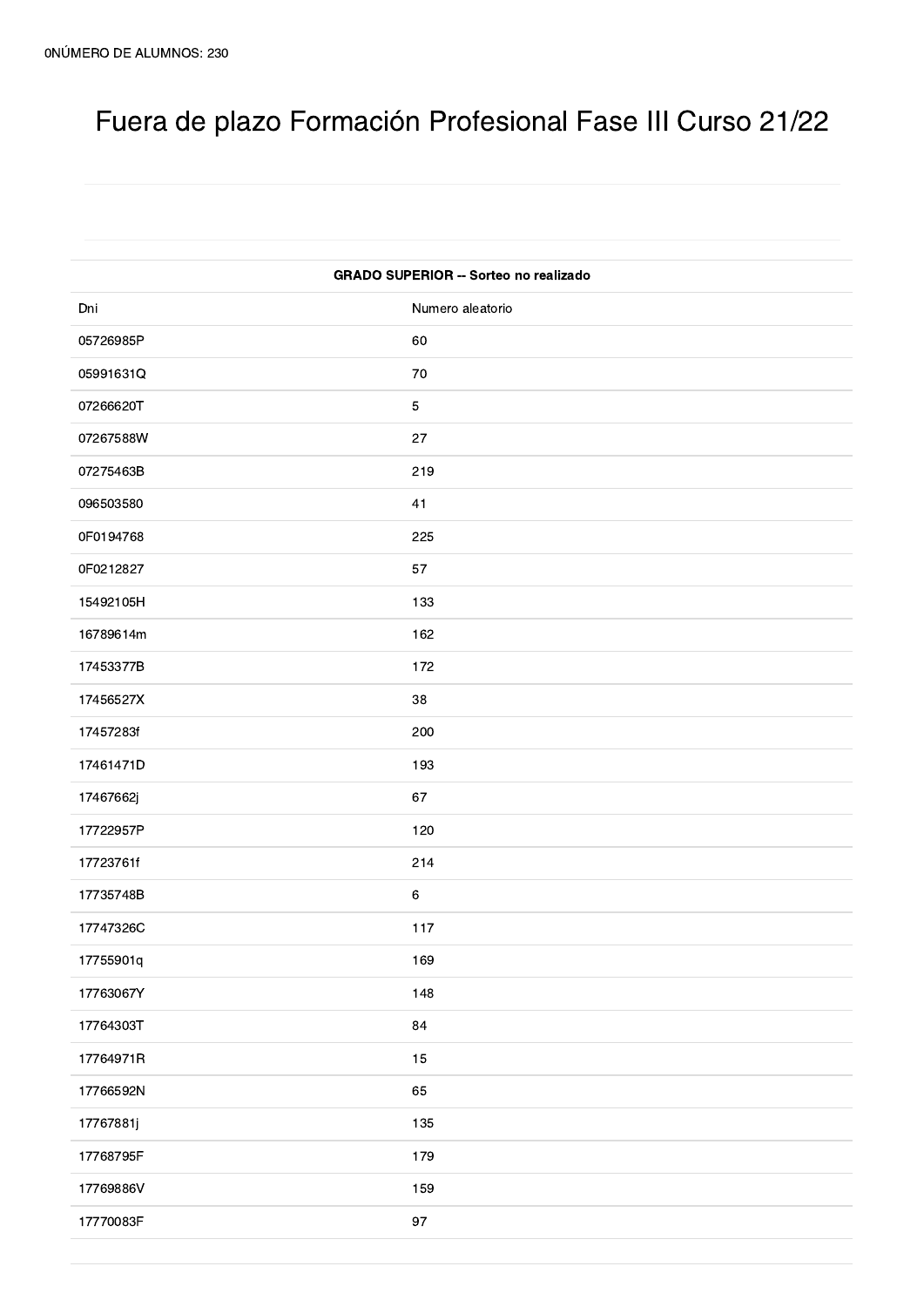0NÚMERO DE ALUMNOS: 230

# Fuera de plazo Formación Profesional Fase III Curso 21/22

| GRADO SUPERIOR -- Sorteo no realizado | |
|---|---|
| Dni | Numero aleatorio |
| 05726985P | 60 |
| 05991631Q | 70 |
| 07266620T | 5 |
| 07267588W | 27 |
| 07275463B | 219 |
| 096503580 | 41 |
| 0F0194768 | 225 |
| 0F0212827 | 57 |
| 15492105H | 133 |
| 16789614m | 162 |
| 17453377B | 172 |
| 17456527X | 38 |
| 17457283f | 200 |
| 17461471D | 193 |
| 17467662j | 67 |
| 17722957P | 120 |
| 17723761f | 214 |
| 17735748B | 6 |
| 17747326C | 117 |
| 17755901q | 169 |
| 17763067Y | 148 |
| 17764303T | 84 |
| 17764971R | 15 |
| 17766592N | 65 |
| 17767881j | 135 |
| 17768795F | 179 |
| 17769886V | 159 |
| 17770083F | 97 |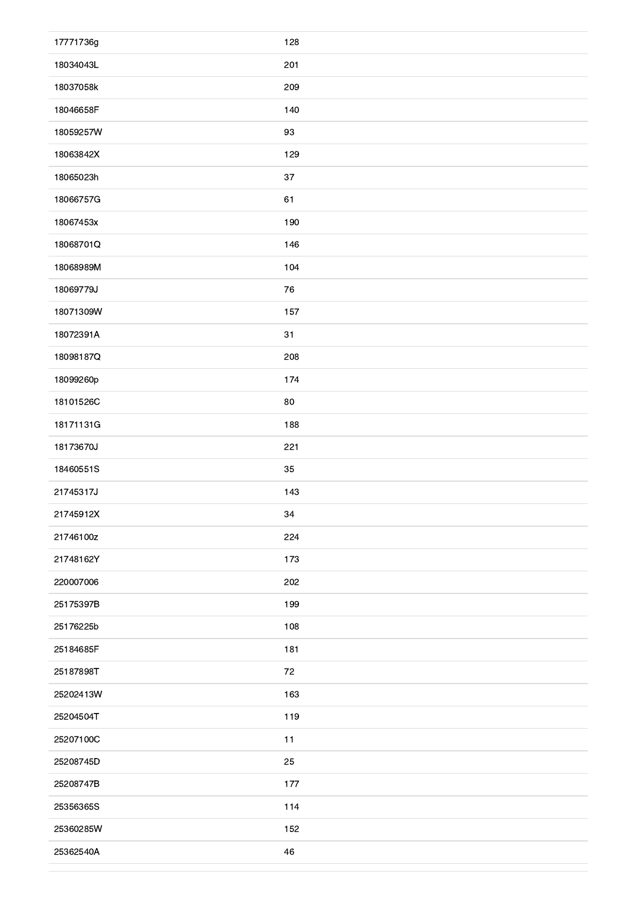| | |
|---|---|
| 17771736g | 128 |
| 18034043L | 201 |
| 18037058k | 209 |
| 18046658F | 140 |
| 18059257W | 93 |
| 18063842X | 129 |
| 18065023h | 37 |
| 18066757G | 61 |
| 18067453x | 190 |
| 18068701Q | 146 |
| 18068989M | 104 |
| 18069779J | 76 |
| 18071309W | 157 |
| 18072391A | 31 |
| 18098187Q | 208 |
| 18099260p | 174 |
| 18101526C | 80 |
| 18171131G | 188 |
| 18173670J | 221 |
| 18460551S | 35 |
| 21745317J | 143 |
| 21745912X | 34 |
| 21746100z | 224 |
| 21748162Y | 173 |
| 220007006 | 202 |
| 25175397B | 199 |
| 25176225b | 108 |
| 25184685F | 181 |
| 25187898T | 72 |
| 25202413W | 163 |
| 25204504T | 119 |
| 25207100C | 11 |
| 25208745D | 25 |
| 25208747B | 177 |
| 25356365S | 114 |
| 25360285W | 152 |
| 25362540A | 46 |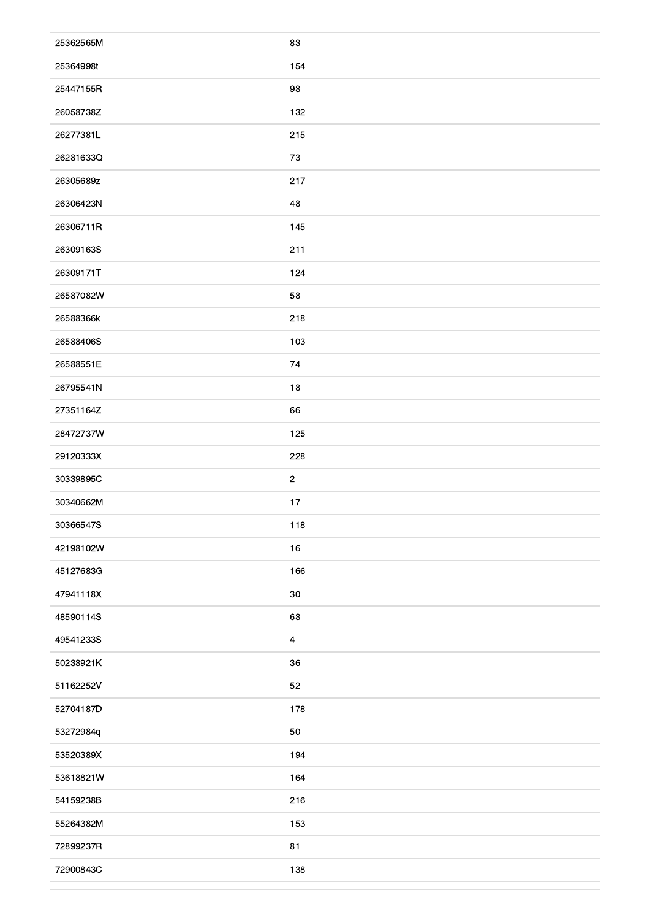| | |
|---|---|
| 25362565M | 83 |
| 25364998t | 154 |
| 25447155R | 98 |
| 26058738Z | 132 |
| 26277381L | 215 |
| 26281633Q | 73 |
| 26305689z | 217 |
| 26306423N | 48 |
| 26306711R | 145 |
| 26309163S | 211 |
| 26309171T | 124 |
| 26587082W | 58 |
| 26588366k | 218 |
| 26588406S | 103 |
| 26588551E | 74 |
| 26795541N | 18 |
| 27351164Z | 66 |
| 28472737W | 125 |
| 29120333X | 228 |
| 30339895C | 2 |
| 30340662M | 17 |
| 30366547S | 118 |
| 42198102W | 16 |
| 45127683G | 166 |
| 47941118X | 30 |
| 48590114S | 68 |
| 49541233S | 4 |
| 50238921K | 36 |
| 51162252V | 52 |
| 52704187D | 178 |
| 53272984q | 50 |
| 53520389X | 194 |
| 53618821W | 164 |
| 54159238B | 216 |
| 55264382M | 153 |
| 72899237R | 81 |
| 72900843C | 138 |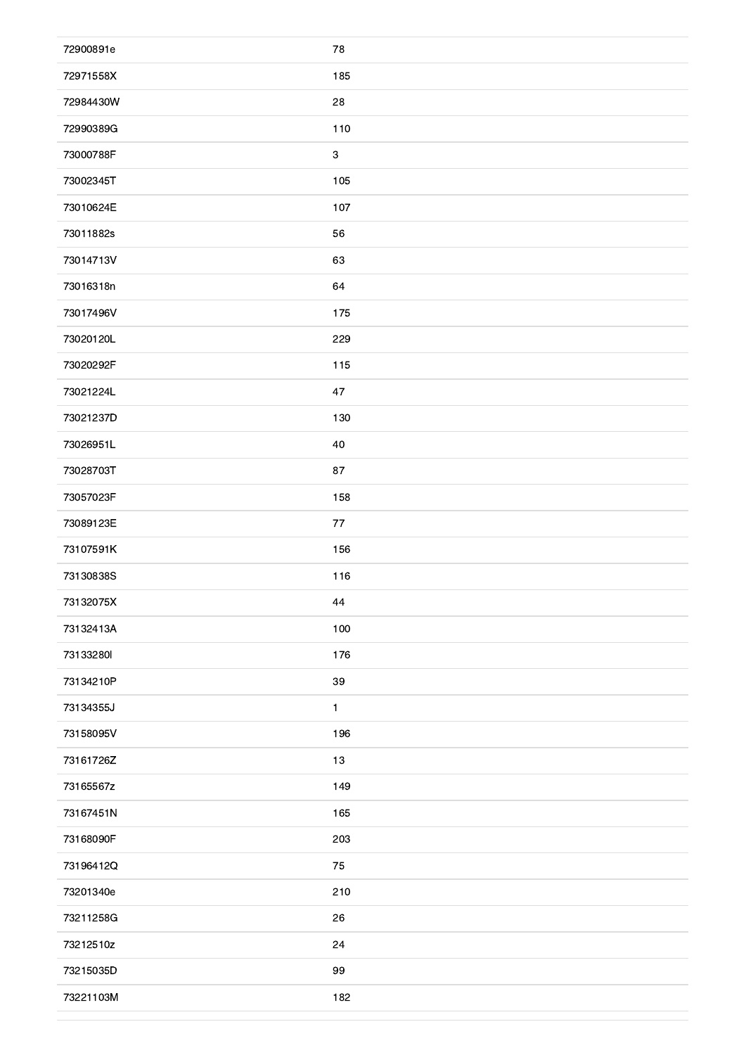| | |
|---|---|
| 72900891e | 78 |
| 72971558X | 185 |
| 72984430W | 28 |
| 72990389G | 110 |
| 73000788F | 3 |
| 73002345T | 105 |
| 73010624E | 107 |
| 73011882s | 56 |
| 73014713V | 63 |
| 73016318n | 64 |
| 73017496V | 175 |
| 73020120L | 229 |
| 73020292F | 115 |
| 73021224L | 47 |
| 73021237D | 130 |
| 73026951L | 40 |
| 73028703T | 87 |
| 73057023F | 158 |
| 73089123E | 77 |
| 73107591K | 156 |
| 73130838S | 116 |
| 73132075X | 44 |
| 73132413A | 100 |
| 73133280l | 176 |
| 73134210P | 39 |
| 73134355J | 1 |
| 73158095V | 196 |
| 73161726Z | 13 |
| 73165567z | 149 |
| 73167451N | 165 |
| 73168090F | 203 |
| 73196412Q | 75 |
| 73201340e | 210 |
| 73211258G | 26 |
| 73212510z | 24 |
| 73215035D | 99 |
| 73221103M | 182 |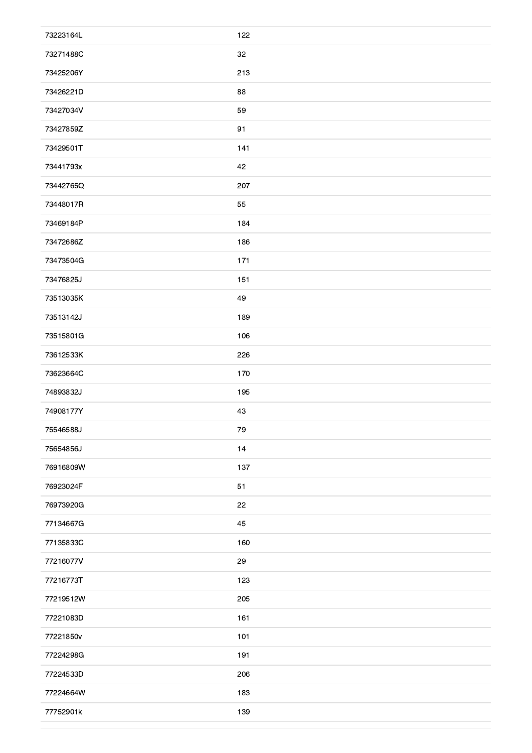| | |
|---|---|
| 73223164L | 122 |
| 73271488C | 32 |
| 73425206Y | 213 |
| 73426221D | 88 |
| 73427034V | 59 |
| 73427859Z | 91 |
| 73429501T | 141 |
| 73441793x | 42 |
| 73442765Q | 207 |
| 73448017R | 55 |
| 73469184P | 184 |
| 73472686Z | 186 |
| 73473504G | 171 |
| 73476825J | 151 |
| 73513035K | 49 |
| 73513142J | 189 |
| 73515801G | 106 |
| 73612533K | 226 |
| 73623664C | 170 |
| 74893832J | 195 |
| 74908177Y | 43 |
| 75546588J | 79 |
| 75654856J | 14 |
| 76916809W | 137 |
| 76923024F | 51 |
| 76973920G | 22 |
| 77134667G | 45 |
| 77135833C | 160 |
| 77216077V | 29 |
| 77216773T | 123 |
| 77219512W | 205 |
| 77221083D | 161 |
| 77221850v | 101 |
| 77224298G | 191 |
| 77224533D | 206 |
| 77224664W | 183 |
| 77752901k | 139 |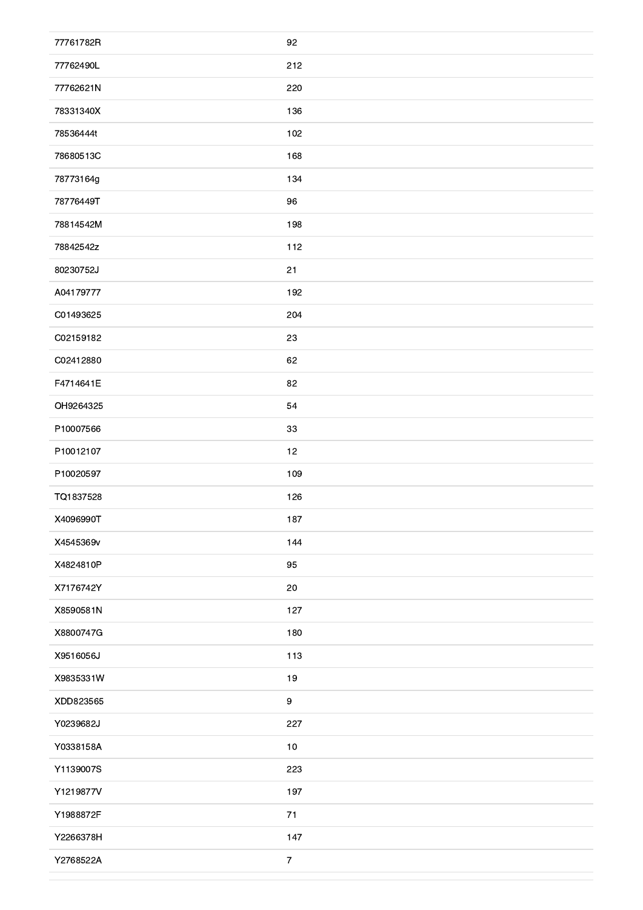| | |
|---|---|
| 77761782R | 92 |
| 77762490L | 212 |
| 77762621N | 220 |
| 78331340X | 136 |
| 78536444t | 102 |
| 78680513C | 168 |
| 78773164g | 134 |
| 78776449T | 96 |
| 78814542M | 198 |
| 78842542z | 112 |
| 80230752J | 21 |
| A04179777 | 192 |
| C01493625 | 204 |
| C02159182 | 23 |
| C02412880 | 62 |
| F4714641E | 82 |
| OH9264325 | 54 |
| P10007566 | 33 |
| P10012107 | 12 |
| P10020597 | 109 |
| TQ1837528 | 126 |
| X4096990T | 187 |
| X4545369v | 144 |
| X4824810P | 95 |
| X7176742Y | 20 |
| X8590581N | 127 |
| X8800747G | 180 |
| X9516056J | 113 |
| X9835331W | 19 |
| XDD823565 | 9 |
| Y0239682J | 227 |
| Y0338158A | 10 |
| Y1139007S | 223 |
| Y1219877V | 197 |
| Y1988872F | 71 |
| Y2266378H | 147 |
| Y2768522A | 7 |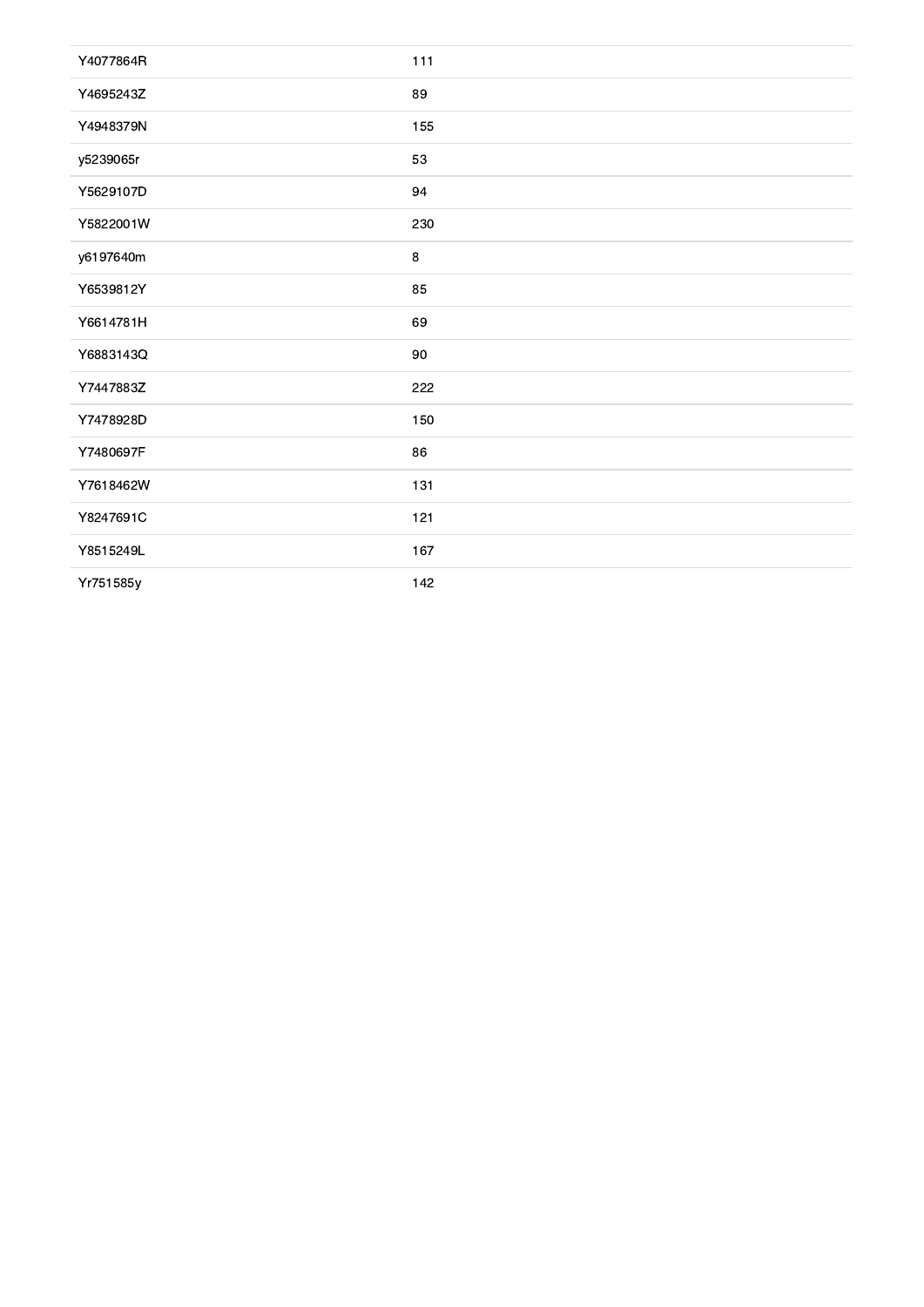| | |
|---|---|
| Y4077864R | 111 |
| Y4695243Z | 89 |
| Y4948379N | 155 |
| y5239065r | 53 |
| Y5629107D | 94 |
| Y5822001W | 230 |
| y6197640m | 8 |
| Y6539812Y | 85 |
| Y6614781H | 69 |
| Y6883143Q | 90 |
| Y7447883Z | 222 |
| Y7478928D | 150 |
| Y7480697F | 86 |
| Y7618462W | 131 |
| Y8247691C | 121 |
| Y8515249L | 167 |
| Yr751585y | 142 |